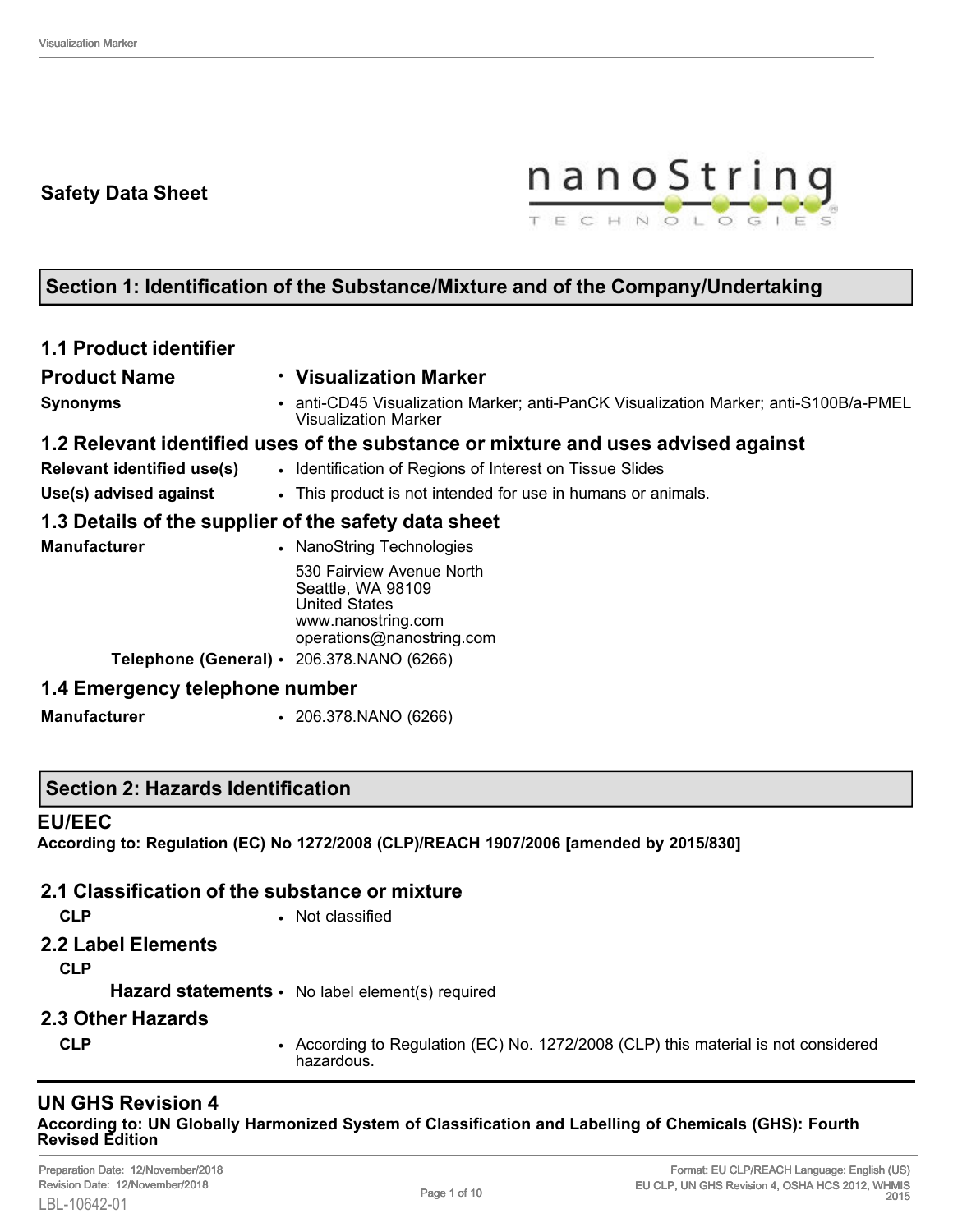# Safety Data Sheet

## Section 1: Identification of the Substance/Mixture and of the Company/Undertaking

### 1.1 Product identifier

**Product Name**
- **Visualization Marker**

**Synonyms**
- anti-CD45 Visualization Marker; anti-PanCK Visualization Marker; anti-S100B/a-PMEL Visualization Marker

### 1.2 Relevant identified uses of the substance or mixture and uses advised against

**Relevant identified use(s)**
- Identification of Regions of Interest on Tissue Slides

**Use(s) advised against**
- This product is not intended for use in humans or animals.

### 1.3 Details of the supplier of the safety data sheet

**Manufacturer**
- NanoString Technologies
  530 Fairview Avenue North
  Seattle, WA 98109
  United States
  www.nanostring.com
  operations@nanostring.com

**Telephone (General)**
- 206.378.NANO (6266)

### 1.4 Emergency telephone number

**Manufacturer**
- 206.378.NANO (6266)

## Section 2: Hazards Identification

### EU/EEC

**According to: Regulation (EC) No 1272/2008 (CLP)/REACH 1907/2006 [amended by 2015/830]**

### 2.1 Classification of the substance or mixture

**CLP**
- Not classified

### 2.2 Label Elements

**CLP**

**Hazard statements**
- No label element(s) required

### 2.3 Other Hazards

**CLP**
- According to Regulation (EC) No. 1272/2008 (CLP) this material is not considered hazardous.

### UN GHS Revision 4

**According to: UN Globally Harmonized System of Classification and Labelling of Chemicals (GHS): Fourth Revised Edition**

Preparation Date: 12/November/2018
Revision Date: 12/November/2018
LBL-10642-01

Format: EU CLP/REACH Language: English (US)
EU CLP, UN GHS Revision 4, OSHA HCS 2012, WHMIS 2015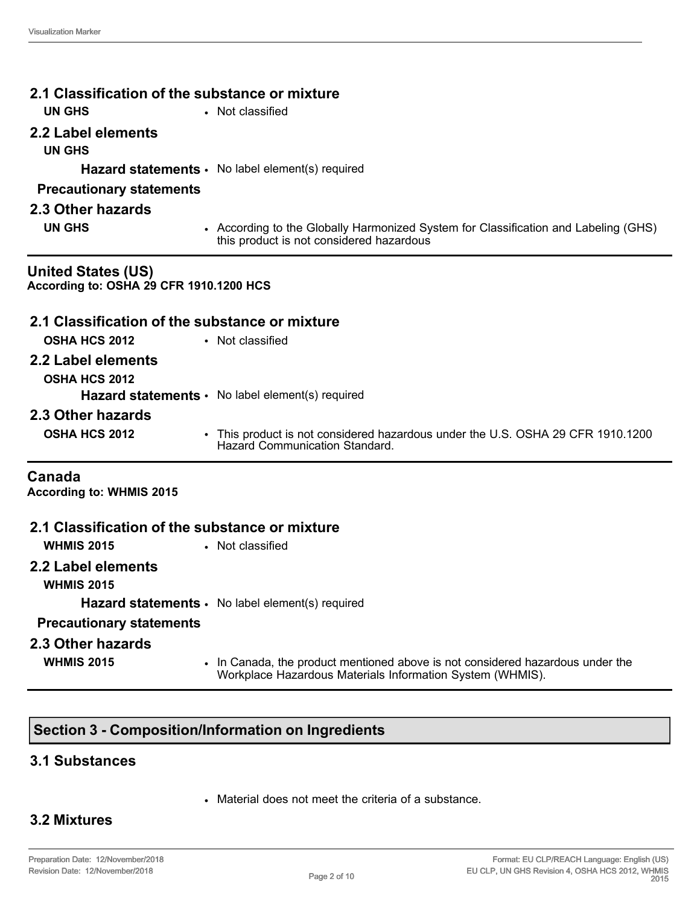## 2.1 Classification of the substance or mixture

**UN GHS**
- Not classified

## 2.2 Label elements

**UN GHS**

**Hazard statements**
- No label element(s) required

**Precautionary statements**

## 2.3 Other hazards

**UN GHS**
- According to the Globally Harmonized System for Classification and Labeling (GHS) this product is not considered hazardous

---

### United States (US)

**According to: OSHA 29 CFR 1910.1200 HCS**

## 2.1 Classification of the substance or mixture

**OSHA HCS 2012**
- Not classified

## 2.2 Label elements

**OSHA HCS 2012**

**Hazard statements**
- No label element(s) required

## 2.3 Other hazards

**OSHA HCS 2012**
- This product is not considered hazardous under the U.S. OSHA 29 CFR 1910.1200 Hazard Communication Standard.

---

### Canada

**According to: WHMIS 2015**

## 2.1 Classification of the substance or mixture

**WHMIS 2015**
- Not classified

## 2.2 Label elements

**WHMIS 2015**

**Hazard statements**
- No label element(s) required

**Precautionary statements**

## 2.3 Other hazards

**WHMIS 2015**
- In Canada, the product mentioned above is not considered hazardous under the Workplace Hazardous Materials Information System (WHMIS).

---

# Section 3 - Composition/Information on Ingredients

## 3.1 Substances

- Material does not meet the criteria of a substance.

## 3.2 Mixtures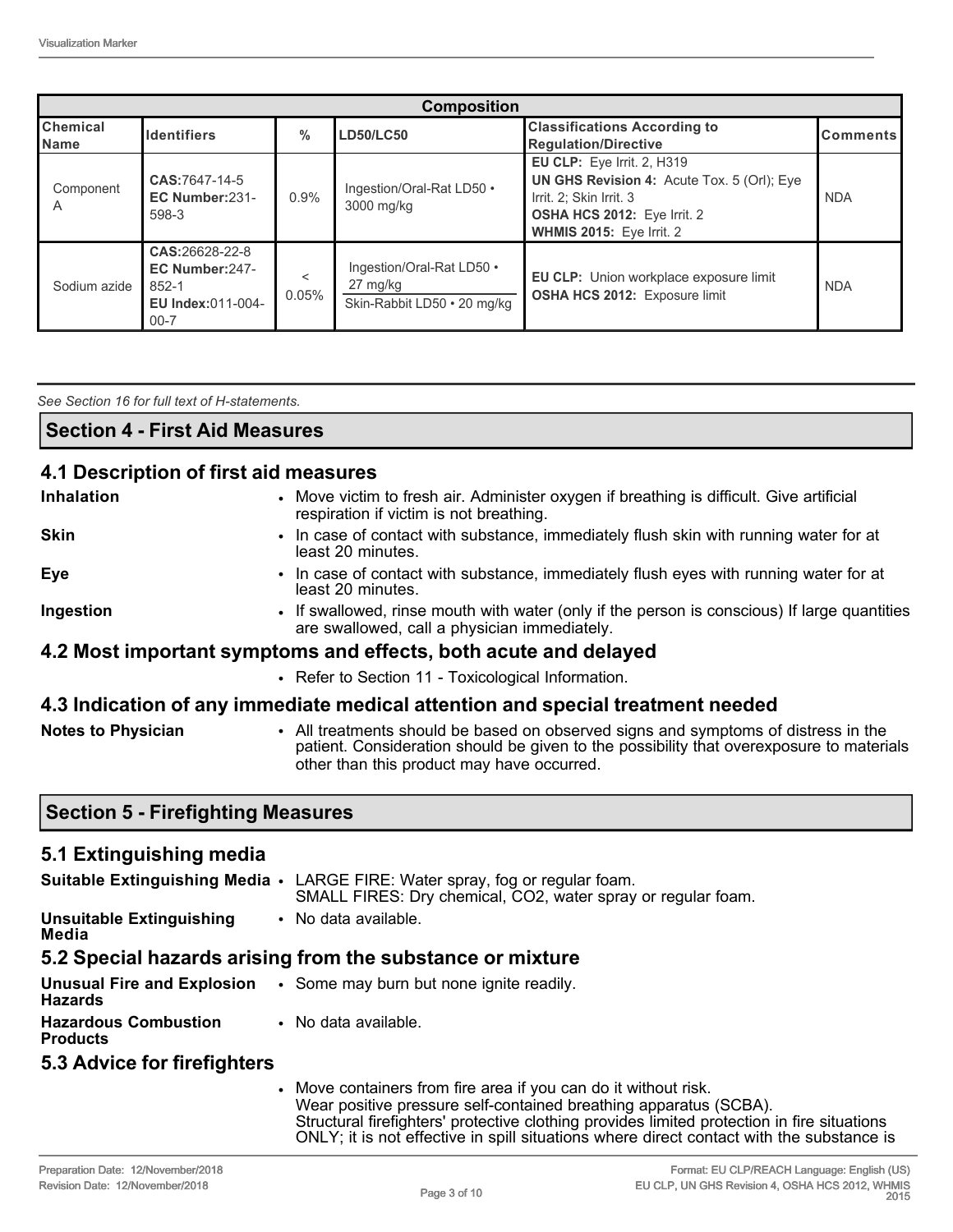| Composition | | | | | |
|---|---|---|---|---|---|
| **Chemical Name** | **Identifiers** | **%** | **LD50/LC50** | **Classifications According to Regulation/Directive** | **Comments** |
| Component A | **CAS:**7647-14-5 **EC Number:**231-598-3 | 0.9% | Ingestion/Oral-Rat LD50 • 3000 mg/kg | **EU CLP:** Eye Irrit. 2, H319 **UN GHS Revision 4:** Acute Tox. 5 (Orl); Eye Irrit. 2; Skin Irrit. 3 **OSHA HCS 2012:** Eye Irrit. 2 **WHMIS 2015:** Eye Irrit. 2 | NDA |
| Sodium azide | **CAS:**26628-22-8 **EC Number:**247-852-1 **EU Index:**011-004-00-7 | < 0.05% | Ingestion/Oral-Rat LD50 • 27 mg/kg; Skin-Rabbit LD50 • 20 mg/kg | **EU CLP:** Union workplace exposure limit **OSHA HCS 2012:** Exposure limit | NDA |

*See Section 16 for full text of H-statements.*

## Section 4 - First Aid Measures

### 4.1 Description of first aid measures

**Inhalation**
- Move victim to fresh air. Administer oxygen if breathing is difficult. Give artificial respiration if victim is not breathing.

**Skin**
- In case of contact with substance, immediately flush skin with running water for at least 20 minutes.

**Eye**
- In case of contact with substance, immediately flush eyes with running water for at least 20 minutes.

**Ingestion**
- If swallowed, rinse mouth with water (only if the person is conscious) If large quantities are swallowed, call a physician immediately.

### 4.2 Most important symptoms and effects, both acute and delayed

- Refer to Section 11 - Toxicological Information.

### 4.3 Indication of any immediate medical attention and special treatment needed

**Notes to Physician**
- All treatments should be based on observed signs and symptoms of distress in the patient. Consideration should be given to the possibility that overexposure to materials other than this product may have occurred.

## Section 5 - Firefighting Measures

### 5.1 Extinguishing media

**Suitable Extinguishing Media**
- LARGE FIRE: Water spray, fog or regular foam.
  SMALL FIRES: Dry chemical, $CO_2$, water spray or regular foam.

**Unsuitable Extinguishing Media**
- No data available.

### 5.2 Special hazards arising from the substance or mixture

**Unusual Fire and Explosion Hazards**
- Some may burn but none ignite readily.

**Hazardous Combustion Products**
- No data available.

### 5.3 Advice for firefighters

- Move containers from fire area if you can do it without risk.
  Wear positive pressure self-contained breathing apparatus (SCBA).
  Structural firefighters' protective clothing provides limited protection in fire situations ONLY; it is not effective in spill situations where direct contact with the substance is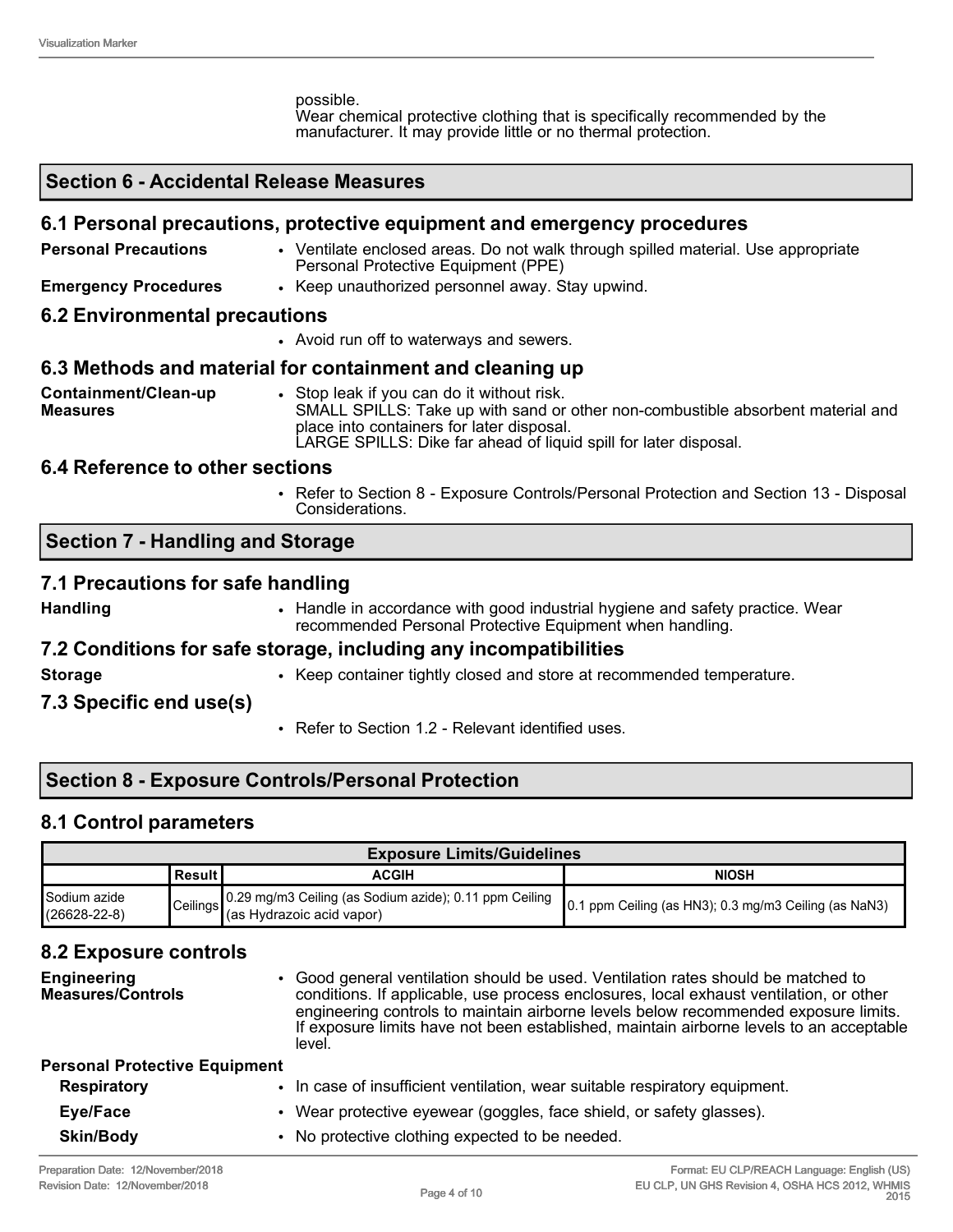possible.
Wear chemical protective clothing that is specifically recommended by the manufacturer. It may provide little or no thermal protection.

## Section 6 - Accidental Release Measures

### 6.1 Personal precautions, protective equipment and emergency procedures

**Personal Precautions**
- Ventilate enclosed areas. Do not walk through spilled material. Use appropriate Personal Protective Equipment (PPE)

**Emergency Procedures**
- Keep unauthorized personnel away. Stay upwind.

### 6.2 Environmental precautions

- Avoid run off to waterways and sewers.

### 6.3 Methods and material for containment and cleaning up

**Containment/Clean-up Measures**
- Stop leak if you can do it without risk.
  SMALL SPILLS: Take up with sand or other non-combustible absorbent material and place into containers for later disposal.
  LARGE SPILLS: Dike far ahead of liquid spill for later disposal.

### 6.4 Reference to other sections

- Refer to Section 8 - Exposure Controls/Personal Protection and Section 13 - Disposal Considerations.

## Section 7 - Handling and Storage

### 7.1 Precautions for safe handling

**Handling**
- Handle in accordance with good industrial hygiene and safety practice. Wear recommended Personal Protective Equipment when handling.

### 7.2 Conditions for safe storage, including any incompatibilities

**Storage**
- Keep container tightly closed and store at recommended temperature.

### 7.3 Specific end use(s)

- Refer to Section 1.2 - Relevant identified uses.

## Section 8 - Exposure Controls/Personal Protection

### 8.1 Control parameters

| Exposure Limits/Guidelines | | | |
|---|---|---|---|
| | Result | ACGIH | NIOSH |
| Sodium azide (26628-22-8) | Ceilings | 0.29 mg/m3 Ceiling (as Sodium azide); 0.11 ppm Ceiling (as Hydrazoic acid vapor) | 0.1 ppm Ceiling (as HN3); 0.3 mg/m3 Ceiling (as NaN3) |

### 8.2 Exposure controls

**Engineering Measures/Controls**
- Good general ventilation should be used. Ventilation rates should be matched to conditions. If applicable, use process enclosures, local exhaust ventilation, or other engineering controls to maintain airborne levels below recommended exposure limits. If exposure limits have not been established, maintain airborne levels to an acceptable level.

**Personal Protective Equipment**

**Respiratory**
- In case of insufficient ventilation, wear suitable respiratory equipment.

**Eye/Face**
- Wear protective eyewear (goggles, face shield, or safety glasses).

**Skin/Body**
- No protective clothing expected to be needed.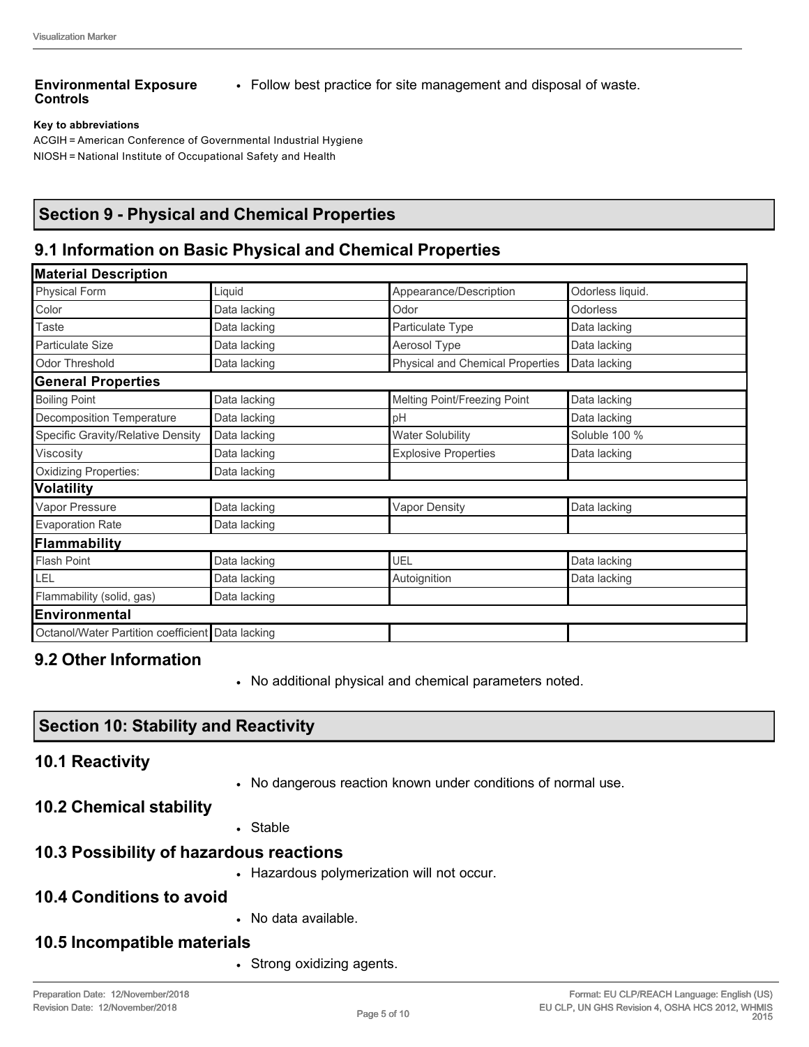**Environmental Exposure Controls**

- Follow best practice for site management and disposal of waste.

**Key to abbreviations**

ACGIH = American Conference of Governmental Industrial Hygiene
NIOSH = National Institute of Occupational Safety and Health

## Section 9 - Physical and Chemical Properties

### 9.1 Information on Basic Physical and Chemical Properties

| **Material Description** | | | |
|---|---|---|---|
| Physical Form | Liquid | Appearance/Description | Odorless liquid. |
| Color | Data lacking | Odor | Odorless |
| Taste | Data lacking | Particulate Type | Data lacking |
| Particulate Size | Data lacking | Aerosol Type | Data lacking |
| Odor Threshold | Data lacking | Physical and Chemical Properties | Data lacking |
| **General Properties** | | | |
| Boiling Point | Data lacking | Melting Point/Freezing Point | Data lacking |
| Decomposition Temperature | Data lacking | pH | Data lacking |
| Specific Gravity/Relative Density | Data lacking | Water Solubility | Soluble 100 % |
| Viscosity | Data lacking | Explosive Properties | Data lacking |
| Oxidizing Properties: | Data lacking | | |
| **Volatility** | | | |
| Vapor Pressure | Data lacking | Vapor Density | Data lacking |
| Evaporation Rate | Data lacking | | |
| **Flammability** | | | |
| Flash Point | Data lacking | UEL | Data lacking |
| LEL | Data lacking | Autoignition | Data lacking |
| Flammability (solid, gas) | Data lacking | | |
| **Environmental** | | | |
| Octanol/Water Partition coefficient | Data lacking | | |

### 9.2 Other Information

- No additional physical and chemical parameters noted.

## Section 10: Stability and Reactivity

### 10.1 Reactivity

- No dangerous reaction known under conditions of normal use.

### 10.2 Chemical stability

- Stable

### 10.3 Possibility of hazardous reactions

- Hazardous polymerization will not occur.

### 10.4 Conditions to avoid

- No data available.

### 10.5 Incompatible materials

- Strong oxidizing agents.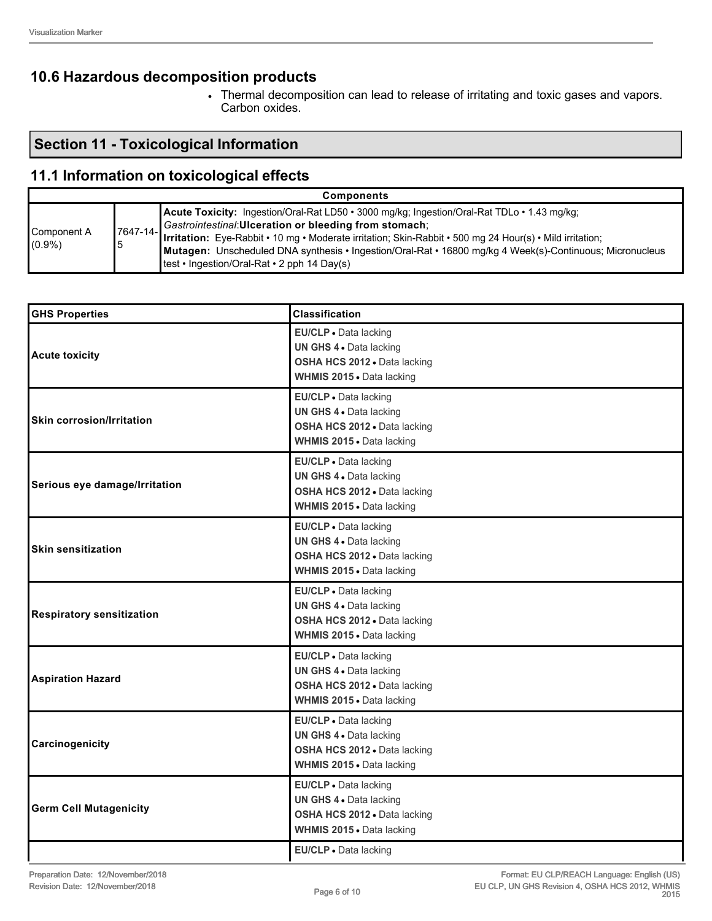## 10.6 Hazardous decomposition products

- Thermal decomposition can lead to release of irritating and toxic gases and vapors. Carbon oxides.

## Section 11 - Toxicological Information

## 11.1 Information on toxicological effects

| Components | | |
|---|---|---|
| Component A (0.9%) | 7647-14-5 | **Acute Toxicity:** Ingestion/Oral-Rat LD50 • 3000 mg/kg; Ingestion/Oral-Rat TDLo • 1.43 mg/kg; *Gastrointestinal*:**Ulceration or bleeding from stomach**; **Irritation:** Eye-Rabbit • 10 mg • Moderate irritation; Skin-Rabbit • 500 mg 24 Hour(s) • Mild irritation; **Mutagen:** Unscheduled DNA synthesis • Ingestion/Oral-Rat • 16800 mg/kg 4 Week(s)-Continuous; Micronucleus test • Ingestion/Oral-Rat • 2 pph 14 Day(s) |

| GHS Properties | Classification |
|---|---|
| **Acute toxicity** | **EU/CLP** • Data lacking<br>**UN GHS 4** • Data lacking<br>**OSHA HCS 2012** • Data lacking<br>**WHMIS 2015** • Data lacking |
| **Skin corrosion/Irritation** | **EU/CLP** • Data lacking<br>**UN GHS 4** • Data lacking<br>**OSHA HCS 2012** • Data lacking<br>**WHMIS 2015** • Data lacking |
| **Serious eye damage/Irritation** | **EU/CLP** • Data lacking<br>**UN GHS 4** • Data lacking<br>**OSHA HCS 2012** • Data lacking<br>**WHMIS 2015** • Data lacking |
| **Skin sensitization** | **EU/CLP** • Data lacking<br>**UN GHS 4** • Data lacking<br>**OSHA HCS 2012** • Data lacking<br>**WHMIS 2015** • Data lacking |
| **Respiratory sensitization** | **EU/CLP** • Data lacking<br>**UN GHS 4** • Data lacking<br>**OSHA HCS 2012** • Data lacking<br>**WHMIS 2015** • Data lacking |
| **Aspiration Hazard** | **EU/CLP** • Data lacking<br>**UN GHS 4** • Data lacking<br>**OSHA HCS 2012** • Data lacking<br>**WHMIS 2015** • Data lacking |
| **Carcinogenicity** | **EU/CLP** • Data lacking<br>**UN GHS 4** • Data lacking<br>**OSHA HCS 2012** • Data lacking<br>**WHMIS 2015** • Data lacking |
| **Germ Cell Mutagenicity** | **EU/CLP** • Data lacking<br>**UN GHS 4** • Data lacking<br>**OSHA HCS 2012** • Data lacking<br>**WHMIS 2015** • Data lacking |
| | **EU/CLP** • Data lacking |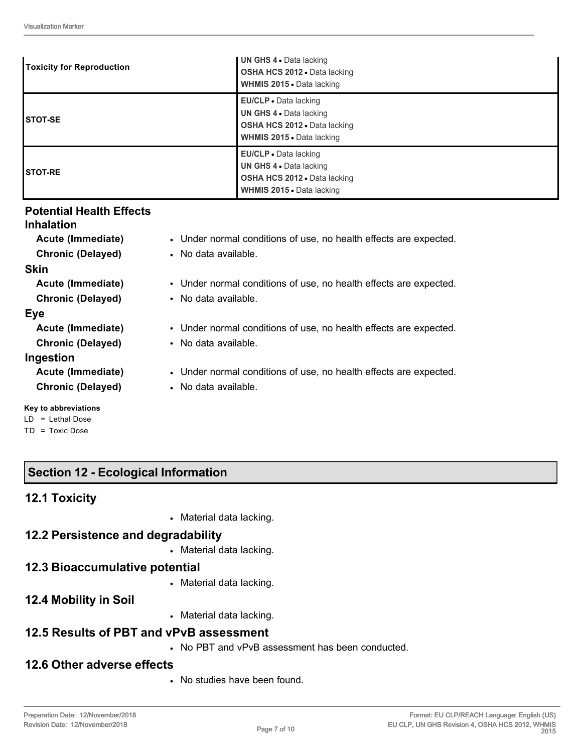| | |
|---|---|
| **Toxicity for Reproduction** | **UN GHS 4** • Data lacking<br>**OSHA HCS 2012** • Data lacking<br>**WHMIS 2015** • Data lacking |
| **STOT-SE** | **EU/CLP** • Data lacking<br>**UN GHS 4** • Data lacking<br>**OSHA HCS 2012** • Data lacking<br>**WHMIS 2015** • Data lacking |
| **STOT-RE** | **EU/CLP** • Data lacking<br>**UN GHS 4** • Data lacking<br>**OSHA HCS 2012** • Data lacking<br>**WHMIS 2015** • Data lacking |

### Potential Health Effects

**Inhalation**

| | |
|---|---|
| **Acute (Immediate)** | • Under normal conditions of use, no health effects are expected. |
| **Chronic (Delayed)** | • No data available. |

**Skin**

| | |
|---|---|
| **Acute (Immediate)** | • Under normal conditions of use, no health effects are expected. |
| **Chronic (Delayed)** | • No data available. |

**Eye**

| | |
|---|---|
| **Acute (Immediate)** | • Under normal conditions of use, no health effects are expected. |
| **Chronic (Delayed)** | • No data available. |

**Ingestion**

| | |
|---|---|
| **Acute (Immediate)** | • Under normal conditions of use, no health effects are expected. |
| **Chronic (Delayed)** | • No data available. |

**Key to abbreviations**

LD = Lethal Dose
TD = Toxic Dose

## Section 12 - Ecological Information

### 12.1 Toxicity

- Material data lacking.

### 12.2 Persistence and degradability

- Material data lacking.

### 12.3 Bioaccumulative potential

- Material data lacking.

### 12.4 Mobility in Soil

- Material data lacking.

### 12.5 Results of PBT and vPvB assessment

- No PBT and vPvB assessment has been conducted.

### 12.6 Other adverse effects

- No studies have been found.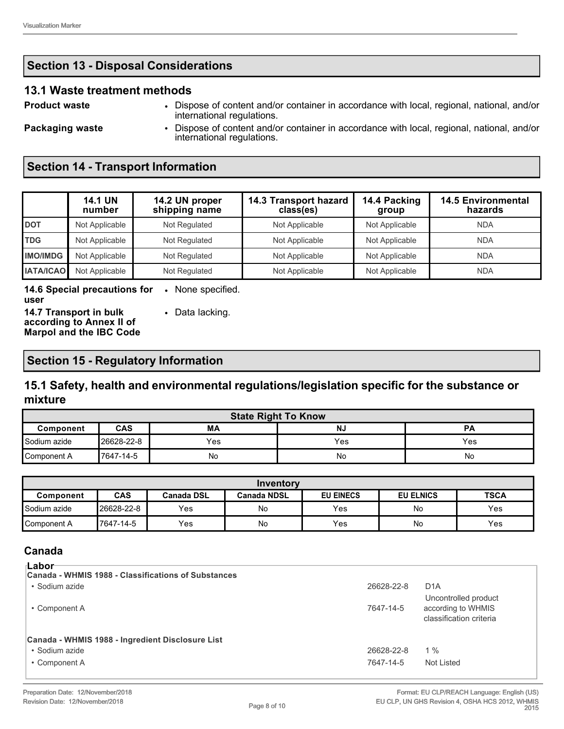## Section 13 - Disposal Considerations

### 13.1 Waste treatment methods

**Product waste**
- Dispose of content and/or container in accordance with local, regional, national, and/or international regulations.

**Packaging waste**
- Dispose of content and/or container in accordance with local, regional, national, and/or international regulations.

## Section 14 - Transport Information

| | 14.1 UN number | 14.2 UN proper shipping name | 14.3 Transport hazard class(es) | 14.4 Packing group | 14.5 Environmental hazards |
|---|---|---|---|---|---|
| **DOT** | Not Applicable | Not Regulated | Not Applicable | Not Applicable | NDA |
| **TDG** | Not Applicable | Not Regulated | Not Applicable | Not Applicable | NDA |
| **IMO/IMDG** | Not Applicable | Not Regulated | Not Applicable | Not Applicable | NDA |
| **IATA/ICAO** | Not Applicable | Not Regulated | Not Applicable | Not Applicable | NDA |

**14.6 Special precautions for user**
- None specified.

**14.7 Transport in bulk according to Annex II of Marpol and the IBC Code**
- Data lacking.

## Section 15 - Regulatory Information

### 15.1 Safety, health and environmental regulations/legislation specific for the substance or mixture

| State Right To Know | | | | |
|---|---|---|---|---|
| **Component** | **CAS** | **MA** | **NJ** | **PA** |
| Sodium azide | 26628-22-8 | Yes | Yes | Yes |
| Component A | 7647-14-5 | No | No | No |

| Inventory | | | | | | |
|---|---|---|---|---|---|---|
| **Component** | **CAS** | **Canada DSL** | **Canada NDSL** | **EU EINECS** | **EU ELNICS** | **TSCA** |
| Sodium azide | 26628-22-8 | Yes | No | Yes | No | Yes |
| Component A | 7647-14-5 | Yes | No | Yes | No | Yes |

### Canada

**Labor**

**Canada - WHMIS 1988 - Classifications of Substances**

| | | |
|---|---|---|
| • Sodium azide | 26628-22-8 | D1A |
| • Component A | 7647-14-5 | Uncontrolled product according to WHMIS classification criteria |

**Canada - WHMIS 1988 - Ingredient Disclosure List**

| | | |
|---|---|---|
| • Sodium azide | 26628-22-8 | 1 % |
| • Component A | 7647-14-5 | Not Listed |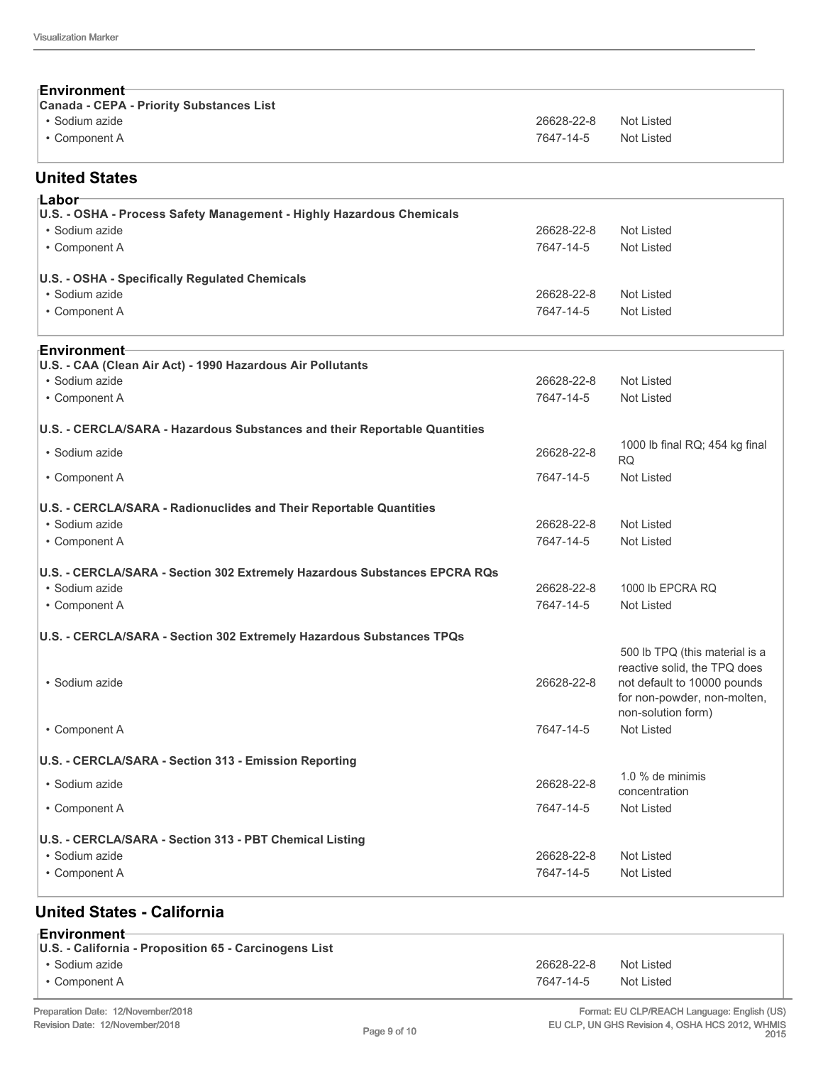### Environment

**Canada - CEPA - Priority Substances List**

| | | |
|---|---|---|
| • Sodium azide | 26628-22-8 | Not Listed |
| • Component A | 7647-14-5 | Not Listed |

## United States

### Labor

**U.S. - OSHA - Process Safety Management - Highly Hazardous Chemicals**

| | | |
|---|---|---|
| • Sodium azide | 26628-22-8 | Not Listed |
| • Component A | 7647-14-5 | Not Listed |

**U.S. - OSHA - Specifically Regulated Chemicals**

| | | |
|---|---|---|
| • Sodium azide | 26628-22-8 | Not Listed |
| • Component A | 7647-14-5 | Not Listed |

### Environment

**U.S. - CAA (Clean Air Act) - 1990 Hazardous Air Pollutants**

| | | |
|---|---|---|
| • Sodium azide | 26628-22-8 | Not Listed |
| • Component A | 7647-14-5 | Not Listed |

**U.S. - CERCLA/SARA - Hazardous Substances and their Reportable Quantities**

| | | |
|---|---|---|
| • Sodium azide | 26628-22-8 | 1000 lb final RQ; 454 kg final RQ |
| • Component A | 7647-14-5 | Not Listed |

**U.S. - CERCLA/SARA - Radionuclides and Their Reportable Quantities**

| | | |
|---|---|---|
| • Sodium azide | 26628-22-8 | Not Listed |
| • Component A | 7647-14-5 | Not Listed |

**U.S. - CERCLA/SARA - Section 302 Extremely Hazardous Substances EPCRA RQs**

| | | |
|---|---|---|
| • Sodium azide | 26628-22-8 | 1000 lb EPCRA RQ |
| • Component A | 7647-14-5 | Not Listed |

**U.S. - CERCLA/SARA - Section 302 Extremely Hazardous Substances TPQs**

| | | |
|---|---|---|
| • Sodium azide | 26628-22-8 | 500 lb TPQ (this material is a reactive solid, the TPQ does not default to 10000 pounds for non-powder, non-molten, non-solution form) |
| • Component A | 7647-14-5 | Not Listed |

**U.S. - CERCLA/SARA - Section 313 - Emission Reporting**

| | | |
|---|---|---|
| • Sodium azide | 26628-22-8 | 1.0 % de minimis concentration |
| • Component A | 7647-14-5 | Not Listed |

**U.S. - CERCLA/SARA - Section 313 - PBT Chemical Listing**

| | | |
|---|---|---|
| • Sodium azide | 26628-22-8 | Not Listed |
| • Component A | 7647-14-5 | Not Listed |

## United States - California

### Environment

**U.S. - California - Proposition 65 - Carcinogens List**

| | | |
|---|---|---|
| • Sodium azide | 26628-22-8 | Not Listed |
| • Component A | 7647-14-5 | Not Listed |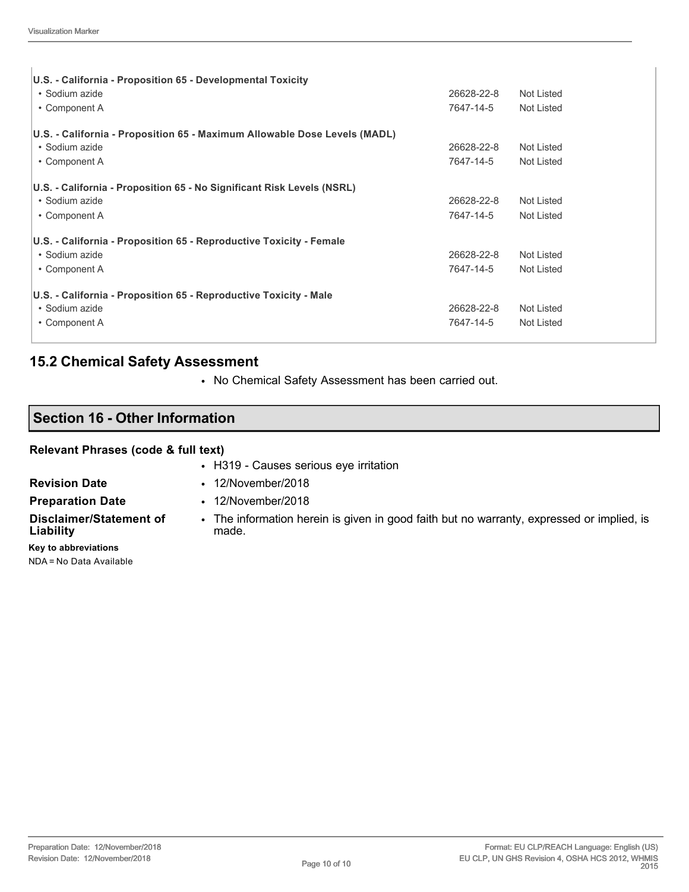| | | |
|---|---|---|
| **U.S. - California - Proposition 65 - Developmental Toxicity** | | |
| • Sodium azide | 26628-22-8 | Not Listed |
| • Component A | 7647-14-5 | Not Listed |
| **U.S. - California - Proposition 65 - Maximum Allowable Dose Levels (MADL)** | | |
| • Sodium azide | 26628-22-8 | Not Listed |
| • Component A | 7647-14-5 | Not Listed |
| **U.S. - California - Proposition 65 - No Significant Risk Levels (NSRL)** | | |
| • Sodium azide | 26628-22-8 | Not Listed |
| • Component A | 7647-14-5 | Not Listed |
| **U.S. - California - Proposition 65 - Reproductive Toxicity - Female** | | |
| • Sodium azide | 26628-22-8 | Not Listed |
| • Component A | 7647-14-5 | Not Listed |
| **U.S. - California - Proposition 65 - Reproductive Toxicity - Male** | | |
| • Sodium azide | 26628-22-8 | Not Listed |
| • Component A | 7647-14-5 | Not Listed |

## 15.2 Chemical Safety Assessment

- No Chemical Safety Assessment has been carried out.

## Section 16 - Other Information

**Relevant Phrases (code & full text)**
- H319 - Causes serious eye irritation

**Revision Date**
- 12/November/2018

**Preparation Date**
- 12/November/2018

**Disclaimer/Statement of Liability**
- The information herein is given in good faith but no warranty, expressed or implied, is made.

**Key to abbreviations**

NDA = No Data Available